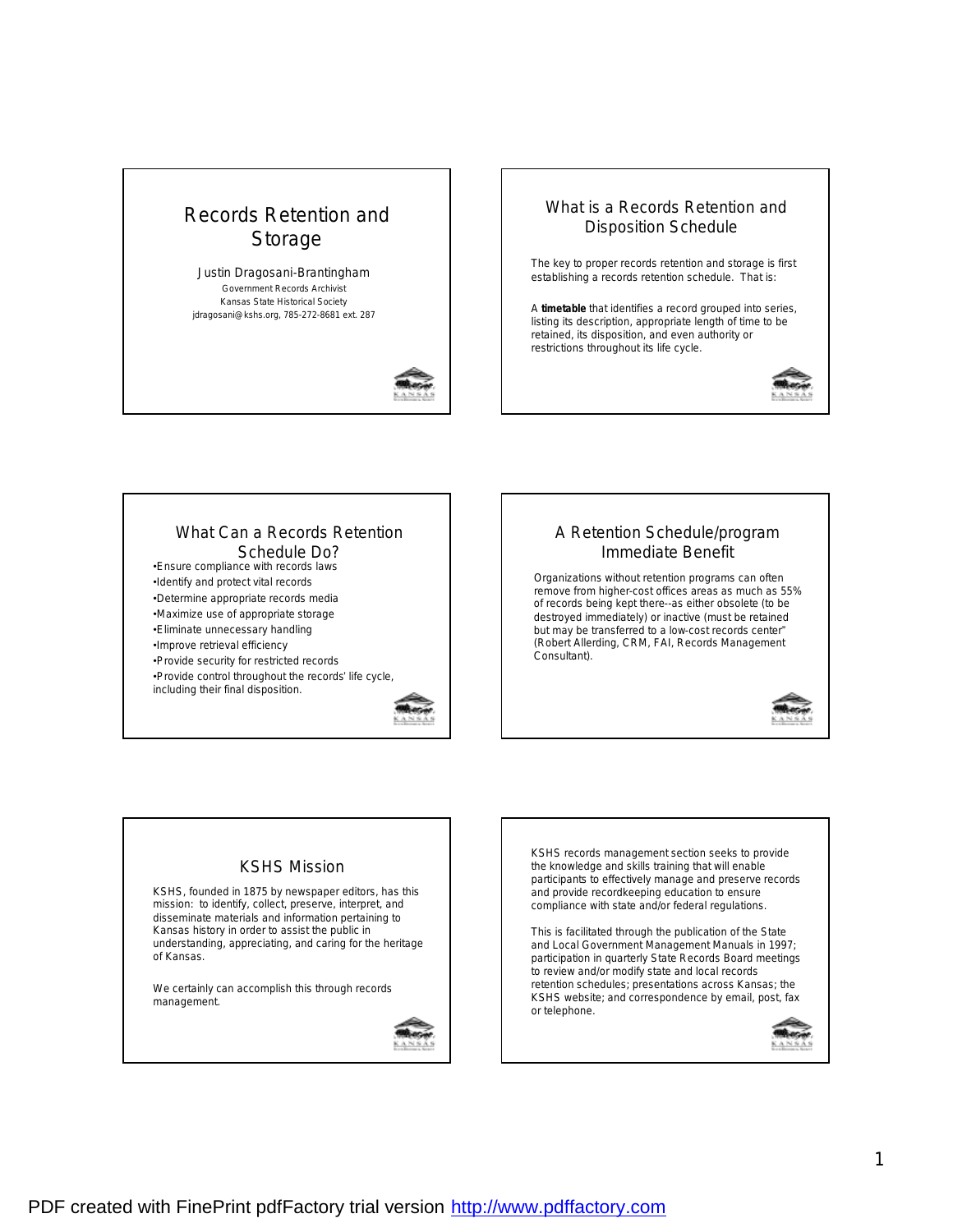# Records Retention and Storage

Justin Dragosani-Brantingham
Government Records Archivist
Kansas State Historical Society
jdragosani@kshs.org, 785-272-8681 ext. 287

## What is a Records Retention and Disposition Schedule

The key to proper records retention and storage is first establishing a records retention schedule. That is:

A **timetable** that identifies a record grouped into series, listing its description, appropriate length of time to be retained, its disposition, and even authority or restrictions throughout its life cycle.

## What Can a Records Retention Schedule Do?

- Ensure compliance with records laws
- Identify and protect vital records
- Determine appropriate records media
- Maximize use of appropriate storage
- Eliminate unnecessary handling
- Improve retrieval efficiency
- Provide security for restricted records
- Provide control throughout the records' life cycle, including their final disposition.

## A Retention Schedule/program Immediate Benefit

Organizations without retention programs can often remove from higher-cost offices areas as much as 55% of records being kept there--as either obsolete (to be destroyed immediately) or inactive (must be retained but may be transferred to a low-cost records center" (Robert Allerding, CRM, FAI, Records Management Consultant).

## KSHS Mission

KSHS, founded in 1875 by newspaper editors, has this mission: to identify, collect, preserve, interpret, and disseminate materials and information pertaining to Kansas history in order to assist the public in understanding, appreciating, and caring for the heritage of Kansas.

We certainly can accomplish this through records management.

---

KSHS records management section seeks to provide the knowledge and skills training that will enable participants to effectively manage and preserve records and provide recordkeeping education to ensure compliance with state and/or federal regulations.

This is facilitated through the publication of the State and Local Government Management Manuals in 1997; participation in quarterly State Records Board meetings to review and/or modify state and local records retention schedules; presentations across Kansas; the KSHS website; and correspondence by email, post, fax or telephone.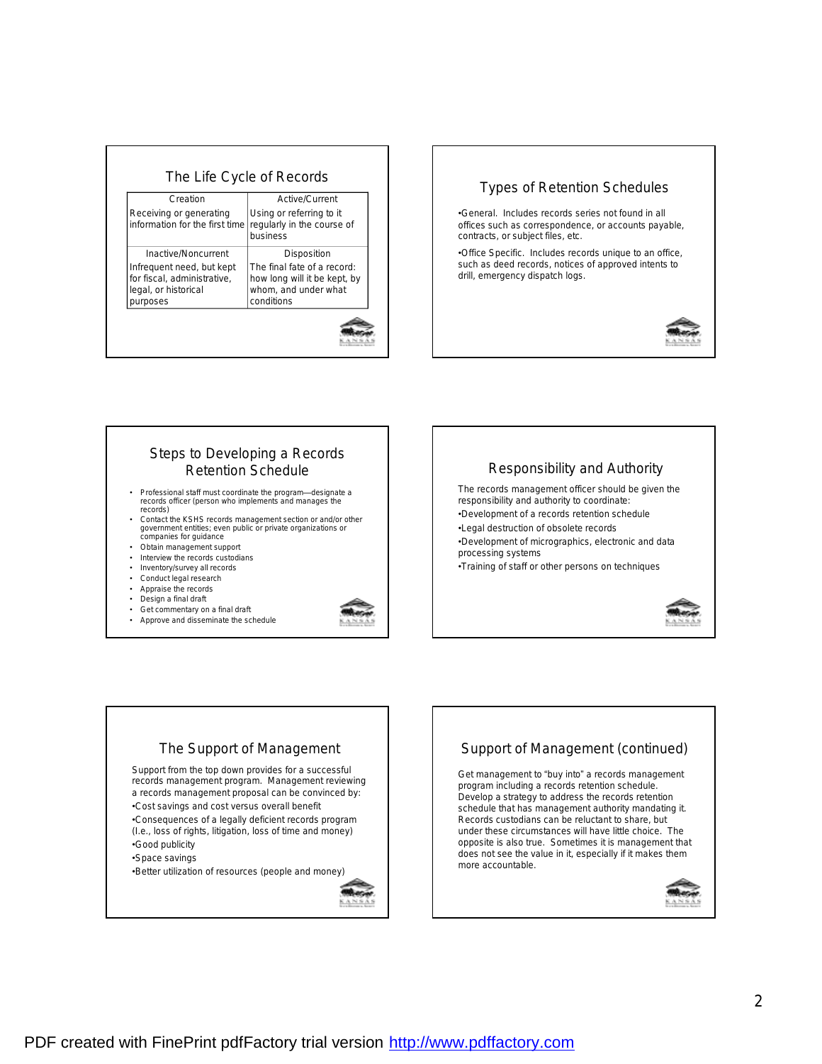## The Life Cycle of Records

| Creation | Active/Current |
| --- | --- |
| Receiving or generating information for the first time | Using or referring to it regularly in the course of business |
| **Inactive/Noncurrent** | **Disposition** |
| Infrequent need, but kept for fiscal, administrative, legal, or historical purposes | The final fate of a record: how long will it be kept, by whom, and under what conditions |

## Types of Retention Schedules

•General. Includes records series not found in all offices such as correspondence, or accounts payable, contracts, or subject files, etc.

•Office Specific. Includes records unique to an office, such as deed records, notices of approved intents to drill, emergency dispatch logs.

## Steps to Developing a Records Retention Schedule

- Professional staff must coordinate the program—designate a records officer (person who implements and manages the records)
- Contact the KSHS records management section or and/or other government entities; even public or private organizations or companies for guidance
- Obtain management support
- Interview the records custodians
- Inventory/survey all records
- Conduct legal research
- Appraise the records
- Design a final draft
- Get commentary on a final draft
- Approve and disseminate the schedule

## Responsibility and Authority

The records management officer should be given the responsibility and authority to coordinate:

•Development of a records retention schedule

•Legal destruction of obsolete records

•Development of micrographics, electronic and data processing systems

•Training of staff or other persons on techniques

## The Support of Management

Support from the top down provides for a successful records management program. Management reviewing a records management proposal can be convinced by:

•Cost savings and cost versus overall benefit

•Consequences of a legally deficient records program (I.e., loss of rights, litigation, loss of time and money)

•Good publicity

•Space savings

•Better utilization of resources (people and money)

## Support of Management (continued)

Get management to "buy into" a records management program including a records retention schedule. Develop a strategy to address the records retention schedule that has management authority mandating it. Records custodians can be reluctant to share, but under these circumstances will have little choice. The opposite is also true. Sometimes it is management that does not see the value in it, especially if it makes them more accountable.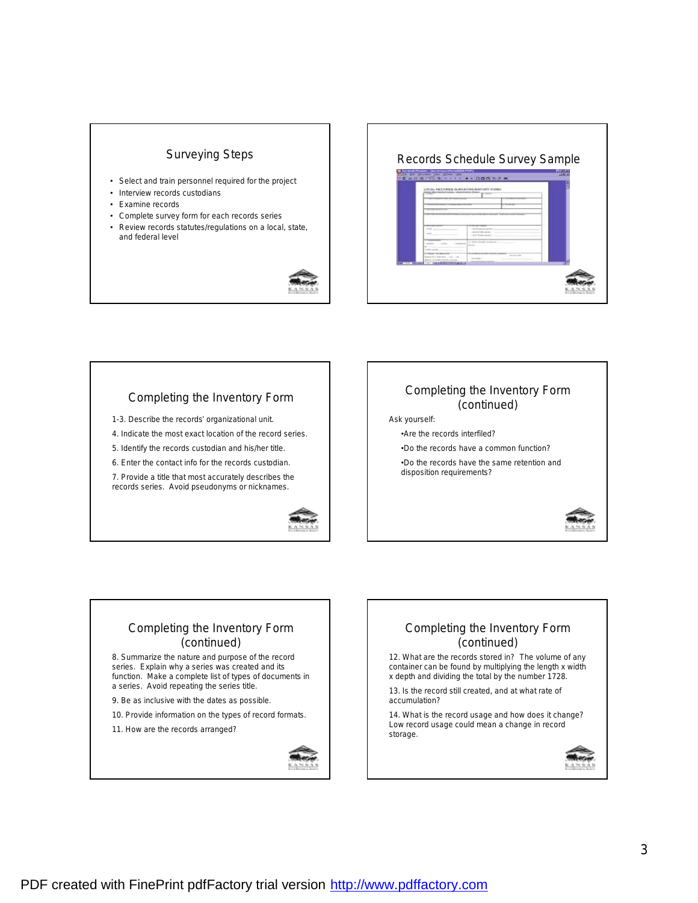## Surveying Steps

- Select and train personnel required for the project
- Interview records custodians
- Examine records
- Complete survey form for each records series
- Review records statutes/regulations on a local, state, and federal level

## Records Schedule Survey Sample

## Completing the Inventory Form

1-3. Describe the records' organizational unit.

4. Indicate the most exact location of the record series.

5. Identify the records custodian and his/her title.

6. Enter the contact info for the records custodian.

7. Provide a title that most accurately describes the records series. Avoid pseudonyms or nicknames.

## Completing the Inventory Form (continued)

Ask yourself:

- Are the records interfiled?
- Do the records have a common function?
- Do the records have the same retention and disposition requirements?

## Completing the Inventory Form (continued)

8. Summarize the nature and purpose of the record series. Explain why a series was created and its function. Make a complete list of types of documents in a series. Avoid repeating the series title.

9. Be as inclusive with the dates as possible.

10. Provide information on the types of record formats.

11. How are the records arranged?

## Completing the Inventory Form (continued)

12. What are the records stored in? The volume of any container can be found by multiplying the length x width x depth and dividing the total by the number 1728.

13. Is the record still created, and at what rate of accumulation?

14. What is the record usage and how does it change? Low record usage could mean a change in record storage.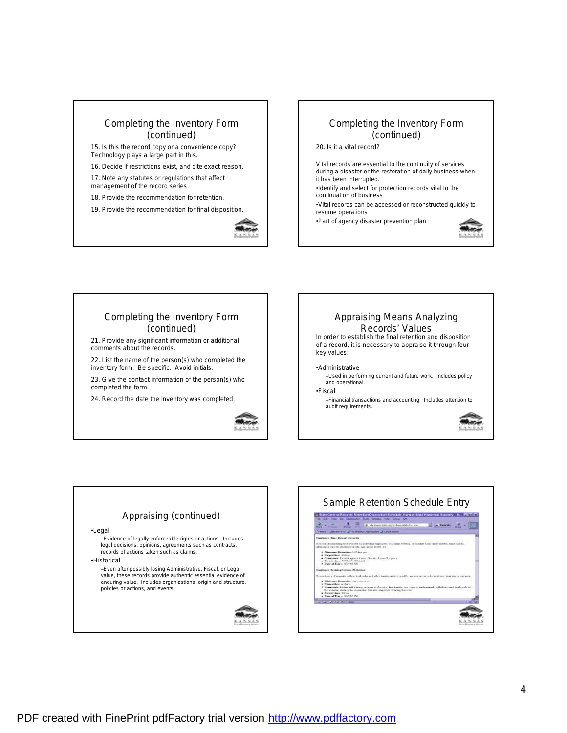## Completing the Inventory Form (continued)

15. Is this the record copy or a convenience copy? Technology plays a large part in this.
16. Decide if restrictions exist, and cite exact reason.
17. Note any statutes or regulations that affect management of the record series.
18. Provide the recommendation for retention.
19. Provide the recommendation for final disposition.

## Completing the Inventory Form (continued)

20. Is it a vital record?

Vital records are essential to the continuity of services during a disaster or the restoration of daily business when it has been interrupted.

- Identify and select for protection records vital to the continuation of business
- Vital records can be accessed or reconstructed quickly to resume operations
- Part of agency disaster prevention plan

## Completing the Inventory Form (continued)

21. Provide any significant information or additional comments about the records.
22. List the name of the person(s) who completed the inventory form. Be specific. Avoid initials.
23. Give the contact information of the person(s) who completed the form.
24. Record the date the inventory was completed.

## Appraising Means Analyzing Records' Values

In order to establish the final retention and disposition of a record, it is necessary to appraise it through four key values:

- Administrative
  - Used in performing current and future work. Includes policy and operational.
- Fiscal
  - Financial transactions and accounting. Includes attention to audit requirements.

## Appraising (continued)

- Legal
  - Evidence of legally enforceable rights or actions. Includes legal decisions, opinions, agreements such as contracts, records of actions taken such as claims.
- Historical
  - Even after possibly losing Administrative, Fiscal, or Legal value, these records provide authentic essential evidence of enduring value. Includes organizational origin and structure, policies or actions, and events.

## Sample Retention Schedule Entry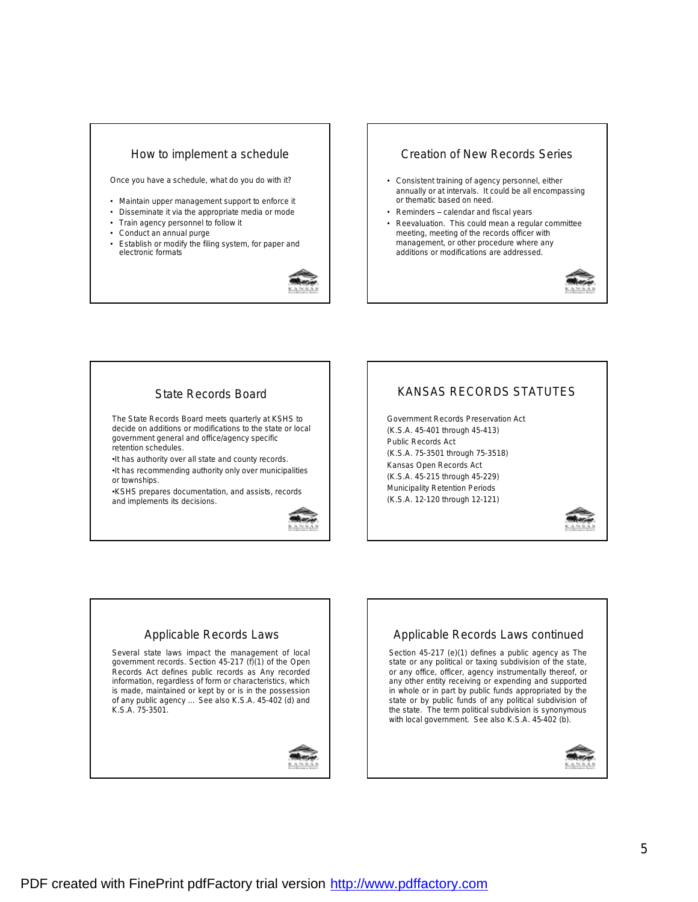## How to implement a schedule

Once you have a schedule, what do you do with it?

- Maintain upper management support to enforce it
- Disseminate it via the appropriate media or mode
- Train agency personnel to follow it
- Conduct an annual purge
- Establish or modify the filing system, for paper and electronic formats

## Creation of New Records Series

- Consistent training of agency personnel, either annually or at intervals. It could be all encompassing or thematic based on need.
- Reminders – calendar and fiscal years
- Reevaluation. This could mean a regular committee meeting, meeting of the records officer with management, or other procedure where any additions or modifications are addressed.

## State Records Board

The State Records Board meets quarterly at KSHS to decide on additions or modifications to the state or local government general and office/agency specific retention schedules.

- It has authority over all state and county records.
- It has recommending authority only over municipalities or townships.
- KSHS prepares documentation, and assists, records and implements its decisions.

## KANSAS RECORDS STATUTES

Government Records Preservation Act
(K.S.A. 45-401 through 45-413)
Public Records Act
(K.S.A. 75-3501 through 75-3518)
Kansas Open Records Act
(K.S.A. 45-215 through 45-229)
Municipality Retention Periods
(K.S.A. 12-120 through 12-121)

## Applicable Records Laws

Several state laws impact the management of local government records. Section 45-217 (f)(1) of the Open Records Act defines public records as Any recorded information, regardless of form or characteristics, which is made, maintained or kept by or is in the possession of any public agency … See also K.S.A. 45-402 (d) and K.S.A. 75-3501.

## Applicable Records Laws continued

Section 45-217 (e)(1) defines a public agency as The state or any political or taxing subdivision of the state, or any office, officer, agency instrumentally thereof, or any other entity receiving or expending and supported in whole or in part by public funds appropriated by the state or by public funds of any political subdivision of the state. The term political subdivision is synonymous with local government. See also K.S.A. 45-402 (b).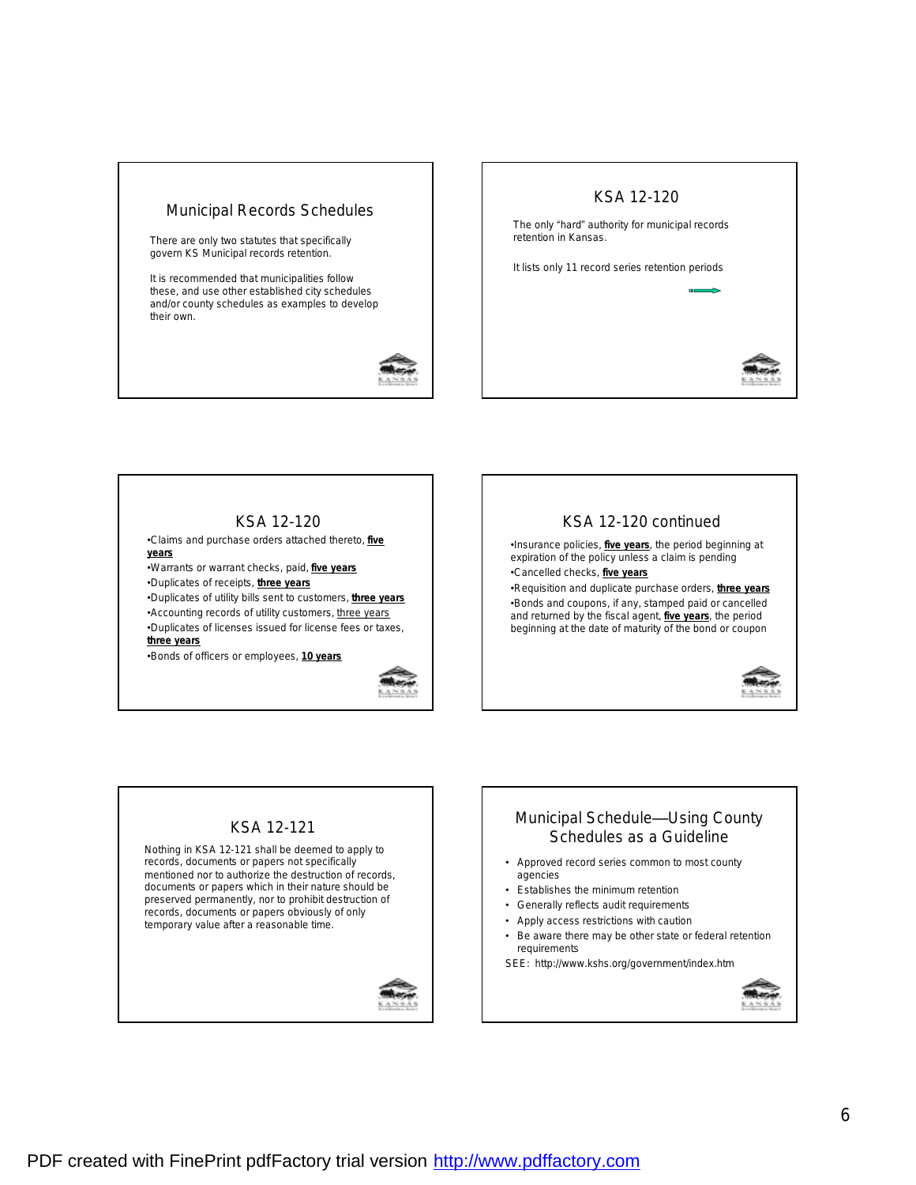## Municipal Records Schedules

There are only two statutes that specifically govern KS Municipal records retention.

It is recommended that municipalities follow these, and use other established city schedules and/or county schedules as examples to develop their own.

## KSA 12-120

The only "hard" authority for municipal records retention in Kansas.

It lists only 11 record series retention periods

## KSA 12-120

- Claims and purchase orders attached thereto, **five years**
- Warrants or warrant checks, paid, **five years**
- Duplicates of receipts, **three years**
- Duplicates of utility bills sent to customers, **three years**
- Accounting records of utility customers, three years
- Duplicates of licenses issued for license fees or taxes, **three years**
- Bonds of officers or employees, **10 years**

## KSA 12-120 continued

- Insurance policies, **five years**, the period beginning at expiration of the policy unless a claim is pending
- Cancelled checks, **five years**
- Requisition and duplicate purchase orders, **three years**
- Bonds and coupons, if any, stamped paid or cancelled and returned by the fiscal agent, **five years**, the period beginning at the date of maturity of the bond or coupon

## KSA 12-121

Nothing in KSA 12-121 shall be deemed to apply to records, documents or papers not specifically mentioned nor to authorize the destruction of records, documents or papers which in their nature should be preserved permanently, nor to prohibit destruction of records, documents or papers obviously of only temporary value after a reasonable time.

## Municipal Schedule—Using County Schedules as a Guideline

- Approved record series common to most county agencies
- Establishes the minimum retention
- Generally reflects audit requirements
- Apply access restrictions with caution
- Be aware there may be other state or federal retention requirements

SEE: http://www.kshs.org/government/index.htm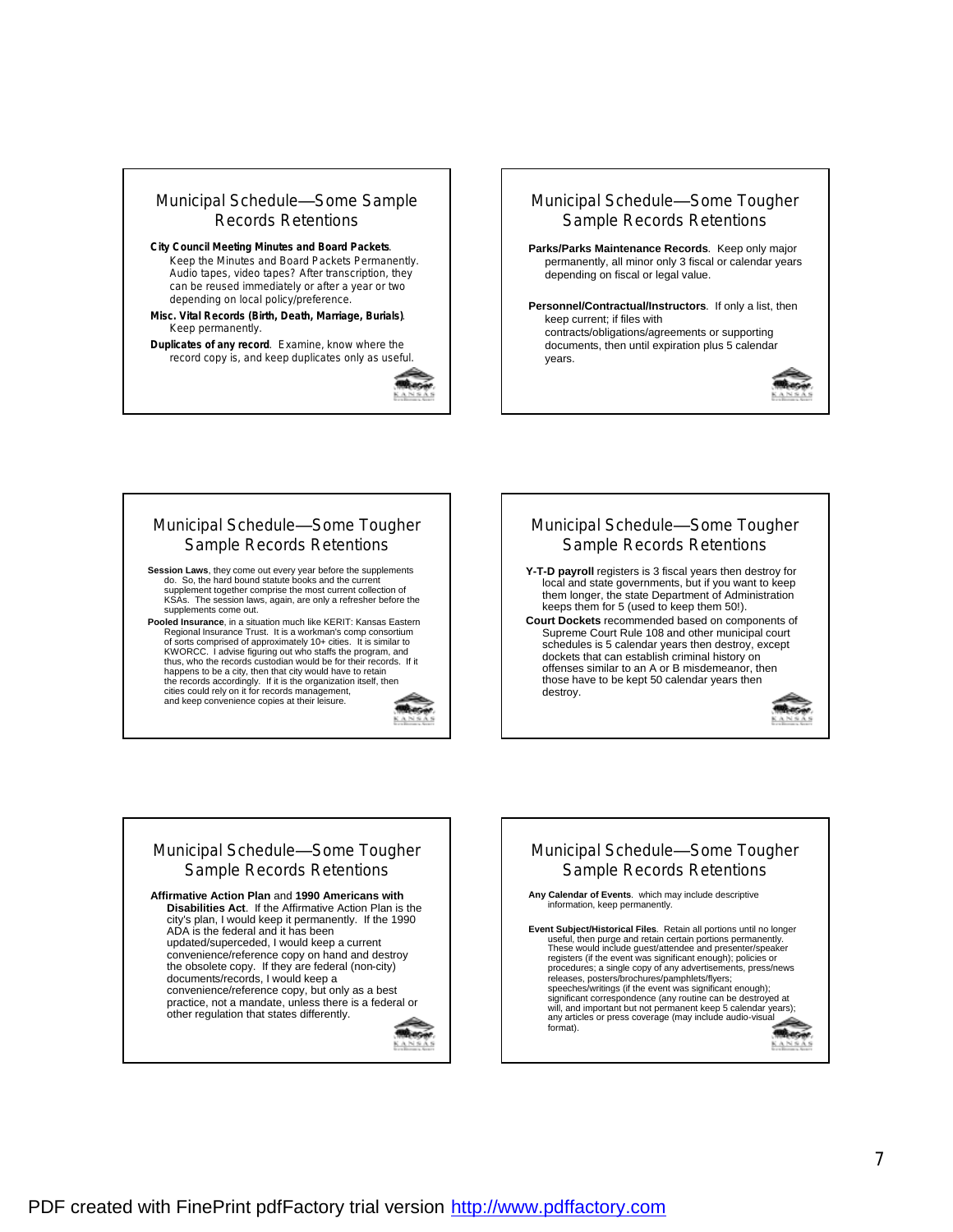## Municipal Schedule—Some Sample Records Retentions

**City Council Meeting Minutes and Board Packets**. Keep the Minutes and Board Packets Permanently. Audio tapes, video tapes? After transcription, they can be reused immediately or after a year or two depending on local policy/preference.

**Misc. Vital Records (Birth, Death, Marriage, Burials)**. Keep permanently.

**Duplicates of any record**. Examine, know where the record copy is, and keep duplicates only as useful.

## Municipal Schedule—Some Tougher Sample Records Retentions

**Parks/Parks Maintenance Records**. Keep only major permanently, all minor only 3 fiscal or calendar years depending on fiscal or legal value.

**Personnel/Contractual/Instructors**. If only a list, then keep current; if files with contracts/obligations/agreements or supporting documents, then until expiration plus 5 calendar years.

## Municipal Schedule—Some Tougher Sample Records Retentions

**Session Laws**, they come out every year before the supplements do. So, the hard bound statute books and the current supplement together comprise the most current collection of KSAs. The session laws, again, are only a refresher before the supplements come out.

**Pooled Insurance**, in a situation much like KERIT: Kansas Eastern Regional Insurance Trust. It is a workman's comp consortium of sorts comprised of approximately 10+ cities. It is similar to KWORCC. I advise figuring out who staffs the program, and thus, who the records custodian would be for their records. If it happens to be a city, then that city would have to retain the records accordingly. If it is the organization itself, then cities could rely on it for records management, and keep convenience copies at their leisure.

## Municipal Schedule—Some Tougher Sample Records Retentions

**Y-T-D payroll** registers is 3 fiscal years then destroy for local and state governments, but if you want to keep them longer, the state Department of Administration keeps them for 5 (used to keep them 50!).

**Court Dockets** recommended based on components of Supreme Court Rule 108 and other municipal court schedules is 5 calendar years then destroy, except dockets that can establish criminal history on offenses similar to an A or B misdemeanor, then those have to be kept 50 calendar years then destroy.

## Municipal Schedule—Some Tougher Sample Records Retentions

**Affirmative Action Plan** and **1990 Americans with Disabilities Act**. If the Affirmative Action Plan is the city's plan, I would keep it permanently. If the 1990 ADA is the federal and it has been updated/superceded, I would keep a current convenience/reference copy on hand and destroy the obsolete copy. If they are federal (non-city) documents/records, I would keep a convenience/reference copy, but only as a best practice, not a mandate, unless there is a federal or other regulation that states differently.

## Municipal Schedule—Some Tougher Sample Records Retentions

**Any Calendar of Events**. which may include descriptive information, keep permanently.

**Event Subject/Historical Files**. Retain all portions until no longer useful, then purge and retain certain portions permanently. These would include guest/attendee and presenter/speaker registers (if the event was significant enough); policies or procedures; a single copy of any advertisements, press/news releases, posters/brochures/pamphlets/flyers; speeches/writings (if the event was significant enough); significant correspondence (any routine can be destroyed at will, and important but not permanent keep 5 calendar years); any articles or press coverage (may include audio-visual format).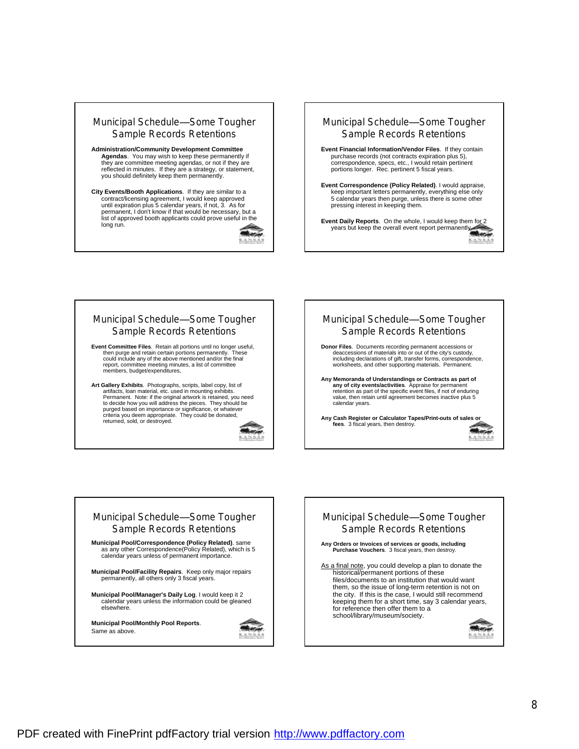## Municipal Schedule—Some Tougher Sample Records Retentions

**Administration/Community Development Committee Agendas**. You may wish to keep these permanently if they are committee meeting agendas, or not if they are reflected in minutes. If they are a strategy, or statement, you should definitely keep them permanently.

**City Events/Booth Applications**. If they are similar to a contract/licensing agreement, I would keep approved until expiration plus 5 calendar years, if not, 3. As for permanent, I don't know if that would be necessary, but a list of approved booth applicants could prove useful in the long run.

## Municipal Schedule—Some Tougher Sample Records Retentions

**Event Financial Information/Vendor Files**. If they contain purchase records (not contracts expiration plus 5), correspondence, specs, etc., I would retain pertinent portions longer. Rec. pertinent 5 fiscal years.

**Event Correspondence (Policy Related)**. I would appraise, keep important letters permanently, everything else only 5 calendar years then purge, unless there is some other pressing interest in keeping them.

**Event Daily Reports**. On the whole, I would keep them for 2 years but keep the overall event report permanently.

## Municipal Schedule—Some Tougher Sample Records Retentions

**Event Committee Files**. Retain all portions until no longer useful, then purge and retain certain portions permanently. These could include any of the above mentioned and/or the final report, committee meeting minutes, a list of committee members, budget/expenditures,

**Art Gallery Exhibits**. Photographs, scripts, label copy, list of artifacts, loan material, etc. used in mounting exhibits. Permanent. Note: if the original artwork is retained, you need to decide how you will address the pieces. They should be purged based on importance or significance, or whatever criteria you deem appropriate. They could be donated, returned, sold, or destroyed.

## Municipal Schedule—Some Tougher Sample Records Retentions

**Donor Files**. Documents recording permanent accessions or deaccessions of materials into or out of the city's custody, including declarations of gift, transfer forms, correspondence, worksheets, and other supporting materials. Permanent.

**Any Memoranda of Understandings or Contracts as part of any of city events/activities**. Appraise for permanent retention as part of the specific event files, if not of enduring value, then retain until agreement becomes inactive plus 5 calendar years.

**Any Cash Register or Calculator Tapes/Print-outs of sales or fees**. 3 fiscal years, then destroy.

## Municipal Schedule—Some Tougher Sample Records Retentions

**Municipal Pool/Correspondence (Policy Related)**. same as any other Correspondence(Policy Related), which is 5 calendar years unless of permanent importance.

**Municipal Pool/Facility Repairs**. Keep only major repairs permanently, all others only 3 fiscal years.

**Municipal Pool/Manager's Daily Log**. I would keep it 2 calendar years unless the information could be gleaned elsewhere.

**Municipal Pool/Monthly Pool Reports**.
Same as above.

## Municipal Schedule—Some Tougher Sample Records Retentions

**Any Orders or Invoices of services or goods, including Purchase Vouchers**. 3 fiscal years, then destroy.

As a final note, you could develop a plan to donate the historical/permanent portions of these files/documents to an institution that would want them, so the issue of long-term retention is not on the city. If this is the case, I would still recommend keeping them for a short time, say 3 calendar years, for reference then offer them to a school/library/museum/society.

PDF created with FinePrint pdfFactory trial version http://www.pdffactory.com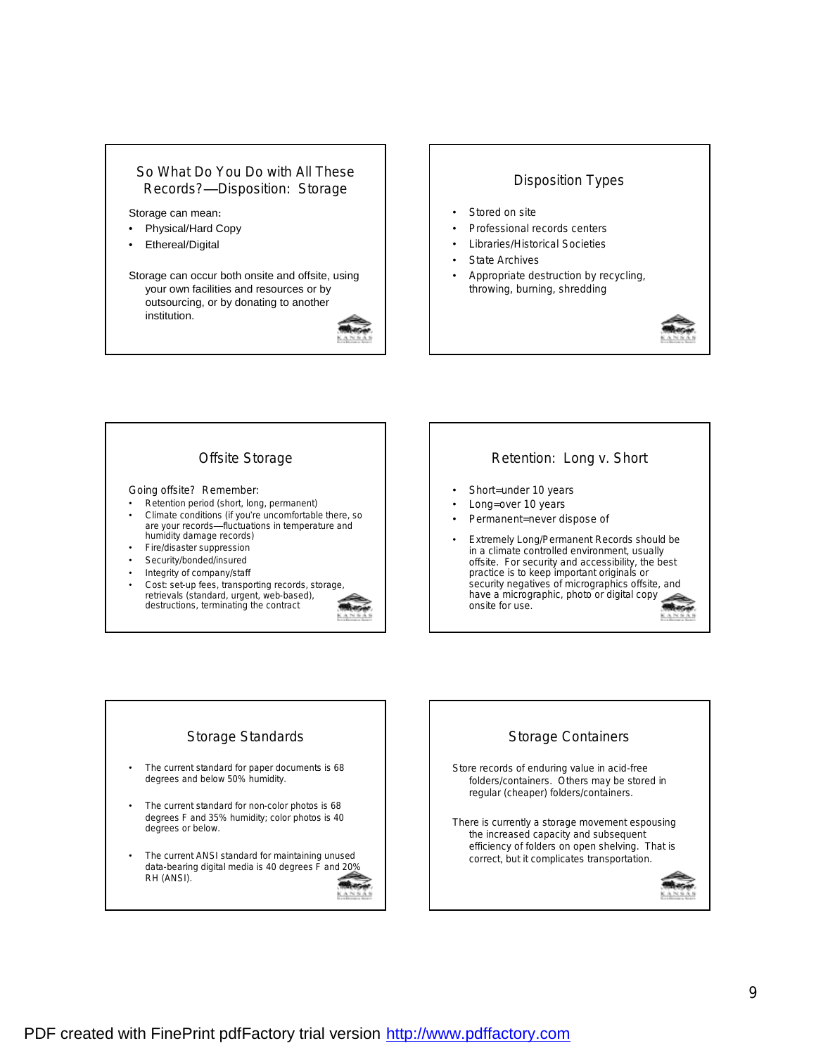## So What Do You Do with All These Records?—Disposition: Storage

Storage can mean:

- Physical/Hard Copy
- Ethereal/Digital

Storage can occur both onsite and offsite, using your own facilities and resources or by outsourcing, or by donating to another institution.

## Disposition Types

- Stored on site
- Professional records centers
- Libraries/Historical Societies
- State Archives
- Appropriate destruction by recycling, throwing, burning, shredding

## Offsite Storage

Going offsite? Remember:

- Retention period (short, long, permanent)
- Climate conditions (if you're uncomfortable there, so are your records—fluctuations in temperature and humidity damage records)
- Fire/disaster suppression
- Security/bonded/insured
- Integrity of company/staff
- Cost: set-up fees, transporting records, storage, retrievals (standard, urgent, web-based), destructions, terminating the contract

## Retention: Long v. Short

- Short=under 10 years
- Long=over 10 years
- Permanent=never dispose of
- Extremely Long/Permanent Records should be in a climate controlled environment, usually offsite. For security and accessibility, the best practice is to keep important originals or security negatives of micrographics offsite, and have a micrographic, photo or digital copy onsite for use.

## Storage Standards

- The current standard for paper documents is 68 degrees and below 50% humidity.
- The current standard for non-color photos is 68 degrees F and 35% humidity; color photos is 40 degrees or below.
- The current ANSI standard for maintaining unused data-bearing digital media is 40 degrees F and 20% RH (ANSI).

## Storage Containers

Store records of enduring value in acid-free folders/containers. Others may be stored in regular (cheaper) folders/containers.

There is currently a storage movement espousing the increased capacity and subsequent efficiency of folders on open shelving. That is correct, but it complicates transportation.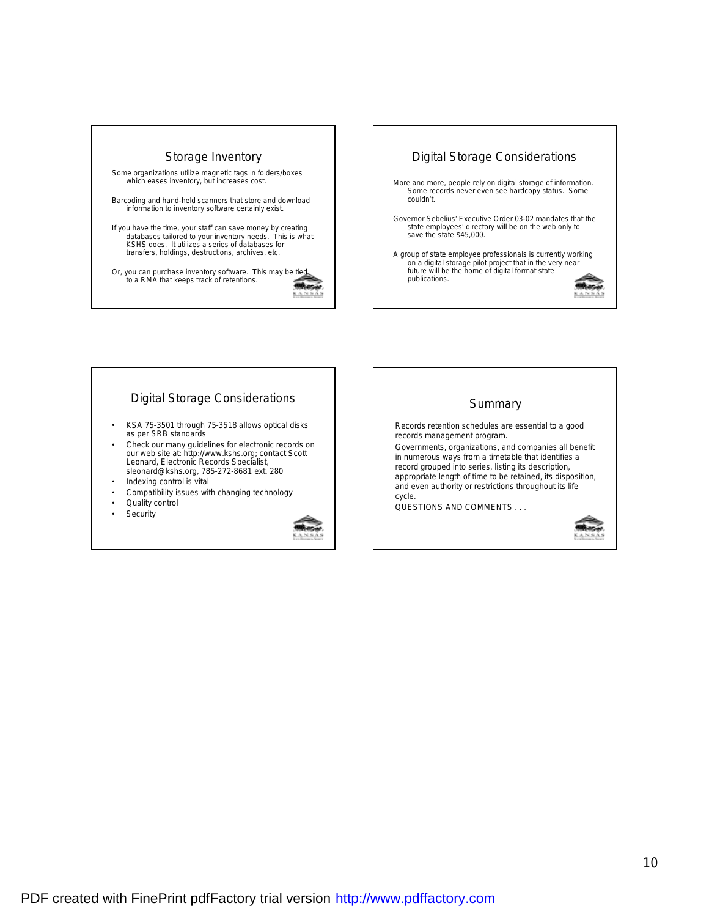## Storage Inventory

Some organizations utilize magnetic tags in folders/boxes which eases inventory, but increases cost.

Barcoding and hand-held scanners that store and download information to inventory software certainly exist.

If you have the time, your staff can save money by creating databases tailored to your inventory needs. This is what KSHS does. It utilizes a series of databases for transfers, holdings, destructions, archives, etc.

Or, you can purchase inventory software. This may be tied to a RMA that keeps track of retentions.

## Digital Storage Considerations

More and more, people rely on digital storage of information. Some records never even see hardcopy status. Some couldn't.

Governor Sebelius' Executive Order 03-02 mandates that the state employees' directory will be on the web only to save the state $45,000.

A group of state employee professionals is currently working on a digital storage pilot project that in the very near future will be the home of digital format state publications.

## Digital Storage Considerations

- KSA 75-3501 through 75-3518 allows optical disks as per SRB standards
- Check our many guidelines for electronic records on our web site at: http://www.kshs.org; contact Scott Leonard, Electronic Records Specialist, sleonard@kshs.org, 785-272-8681 ext. 280
- Indexing control is vital
- Compatibility issues with changing technology
- Quality control
- Security

## Summary

Records retention schedules are essential to a good records management program.

Governments, organizations, and companies all benefit in numerous ways from a timetable that identifies a record grouped into series, listing its description, appropriate length of time to be retained, its disposition, and even authority or restrictions throughout its life cycle.

QUESTIONS AND COMMENTS . . .